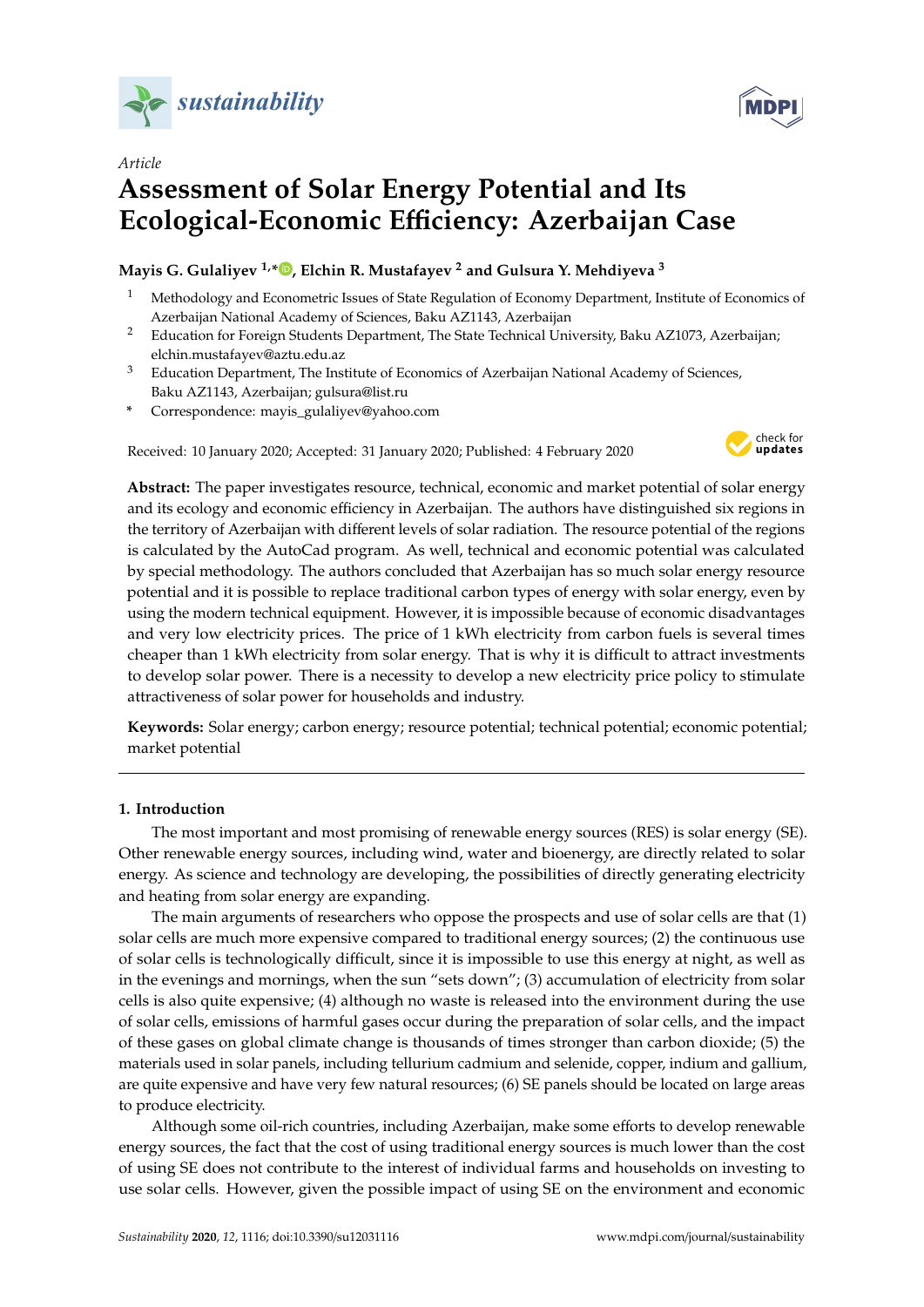*sustainability*

*Article*

# Assessment of Solar Energy Potential and Its Ecological-Economic Efficiency: Azerbaijan Case

**Mayis G. Gulaliyev [1,*], Elchin R. Mustafayev [2] and Gulsura Y. Mehdiyeva [3]**

1. Methodology and Econometric Issues of State Regulation of Economy Department, Institute of Economics of Azerbaijan National Academy of Sciences, Baku AZ1143, Azerbaijan
2. Education for Foreign Students Department, The State Technical University, Baku AZ1073, Azerbaijan; elchin.mustafayev@aztu.edu.az
3. Education Department, The Institute of Economics of Azerbaijan National Academy of Sciences, Baku AZ1143, Azerbaijan; gulsura@list.ru

\* Correspondence: mayis_gulaliyev@yahoo.com

Received: 10 January 2020; Accepted: 31 January 2020; Published: 4 February 2020

**Abstract:** The paper investigates resource, technical, economic and market potential of solar energy and its ecology and economic efficiency in Azerbaijan. The authors have distinguished six regions in the territory of Azerbaijan with different levels of solar radiation. The resource potential of the regions is calculated by the AutoCad program. As well, technical and economic potential was calculated by special methodology. The authors concluded that Azerbaijan has so much solar energy resource potential and it is possible to replace traditional carbon types of energy with solar energy, even by using the modern technical equipment. However, it is impossible because of economic disadvantages and very low electricity prices. The price of 1 kWh electricity from carbon fuels is several times cheaper than 1 kWh electricity from solar energy. That is why it is difficult to attract investments to develop solar power. There is a necessity to develop a new electricity price policy to stimulate attractiveness of solar power for households and industry.

**Keywords:** Solar energy; carbon energy; resource potential; technical potential; economic potential; market potential

## 1. Introduction

The most important and most promising of renewable energy sources (RES) is solar energy (SE). Other renewable energy sources, including wind, water and bioenergy, are directly related to solar energy. As science and technology are developing, the possibilities of directly generating electricity and heating from solar energy are expanding.

The main arguments of researchers who oppose the prospects and use of solar cells are that (1) solar cells are much more expensive compared to traditional energy sources; (2) the continuous use of solar cells is technologically difficult, since it is impossible to use this energy at night, as well as in the evenings and mornings, when the sun "sets down"; (3) accumulation of electricity from solar cells is also quite expensive; (4) although no waste is released into the environment during the use of solar cells, emissions of harmful gases occur during the preparation of solar cells, and the impact of these gases on global climate change is thousands of times stronger than carbon dioxide; (5) the materials used in solar panels, including tellurium cadmium and selenide, copper, indium and gallium, are quite expensive and have very few natural resources; (6) SE panels should be located on large areas to produce electricity.

Although some oil-rich countries, including Azerbaijan, make some efforts to develop renewable energy sources, the fact that the cost of using traditional energy sources is much lower than the cost of using SE does not contribute to the interest of individual farms and households on investing to use solar cells. However, given the possible impact of using SE on the environment and economic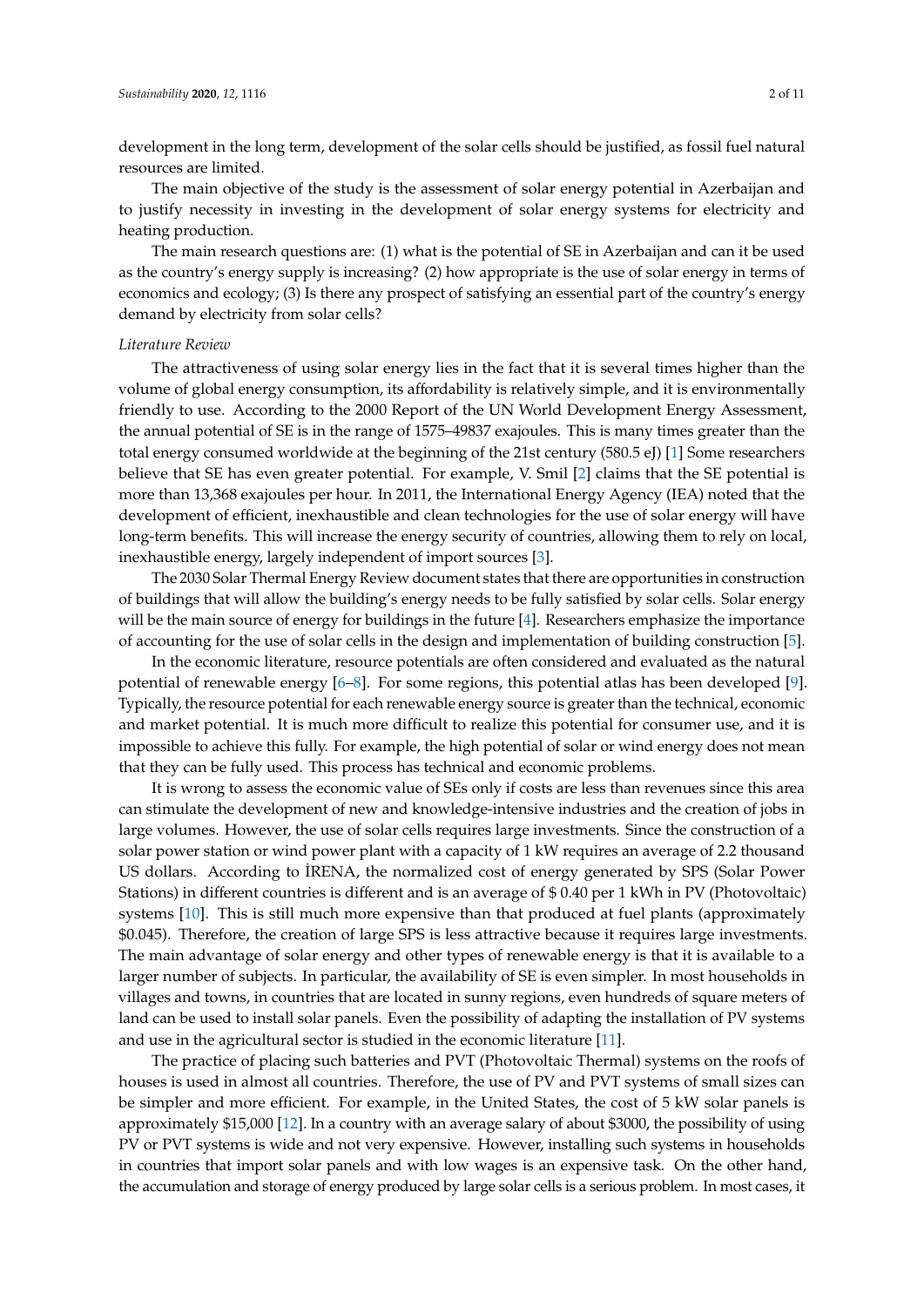development in the long term, development of the solar cells should be justified, as fossil fuel natural resources are limited.

The main objective of the study is the assessment of solar energy potential in Azerbaijan and to justify necessity in investing in the development of solar energy systems for electricity and heating production.

The main research questions are: (1) what is the potential of SE in Azerbaijan and can it be used as the country's energy supply is increasing? (2) how appropriate is the use of solar energy in terms of economics and ecology; (3) Is there any prospect of satisfying an essential part of the country's energy demand by electricity from solar cells?

*Literature Review*

The attractiveness of using solar energy lies in the fact that it is several times higher than the volume of global energy consumption, its affordability is relatively simple, and it is environmentally friendly to use. According to the 2000 Report of the UN World Development Energy Assessment, the annual potential of SE is in the range of 1575–49837 exajoules. This is many times greater than the total energy consumed worldwide at the beginning of the 21st century (580.5 eJ) [1] Some researchers believe that SE has even greater potential. For example, V. Smil [2] claims that the SE potential is more than 13,368 exajoules per hour. In 2011, the International Energy Agency (IEA) noted that the development of efficient, inexhaustible and clean technologies for the use of solar energy will have long-term benefits. This will increase the energy security of countries, allowing them to rely on local, inexhaustible energy, largely independent of import sources [3].

The 2030 Solar Thermal Energy Review document states that there are opportunities in construction of buildings that will allow the building's energy needs to be fully satisfied by solar cells. Solar energy will be the main source of energy for buildings in the future [4]. Researchers emphasize the importance of accounting for the use of solar cells in the design and implementation of building construction [5].

In the economic literature, resource potentials are often considered and evaluated as the natural potential of renewable energy [6–8]. For some regions, this potential atlas has been developed [9]. Typically, the resource potential for each renewable energy source is greater than the technical, economic and market potential. It is much more difficult to realize this potential for consumer use, and it is impossible to achieve this fully. For example, the high potential of solar or wind energy does not mean that they can be fully used. This process has technical and economic problems.

It is wrong to assess the economic value of SEs only if costs are less than revenues since this area can stimulate the development of new and knowledge-intensive industries and the creation of jobs in large volumes. However, the use of solar cells requires large investments. Since the construction of a solar power station or wind power plant with a capacity of 1 kW requires an average of 2.2 thousand US dollars. According to İRENA, the normalized cost of energy generated by SPS (Solar Power Stations) in different countries is different and is an average of $ 0.40 per 1 kWh in PV (Photovoltaic) systems [10]. This is still much more expensive than that produced at fuel plants (approximately $0.045). Therefore, the creation of large SPS is less attractive because it requires large investments. The main advantage of solar energy and other types of renewable energy is that it is available to a larger number of subjects. In particular, the availability of SE is even simpler. In most households in villages and towns, in countries that are located in sunny regions, even hundreds of square meters of land can be used to install solar panels. Even the possibility of adapting the installation of PV systems and use in the agricultural sector is studied in the economic literature [11].

The practice of placing such batteries and PVT (Photovoltaic Thermal) systems on the roofs of houses is used in almost all countries. Therefore, the use of PV and PVT systems of small sizes can be simpler and more efficient. For example, in the United States, the cost of 5 kW solar panels is approximately $15,000 [12]. In a country with an average salary of about $3000, the possibility of using PV or PVT systems is wide and not very expensive. However, installing such systems in households in countries that import solar panels and with low wages is an expensive task. On the other hand, the accumulation and storage of energy produced by large solar cells is a serious problem. In most cases, it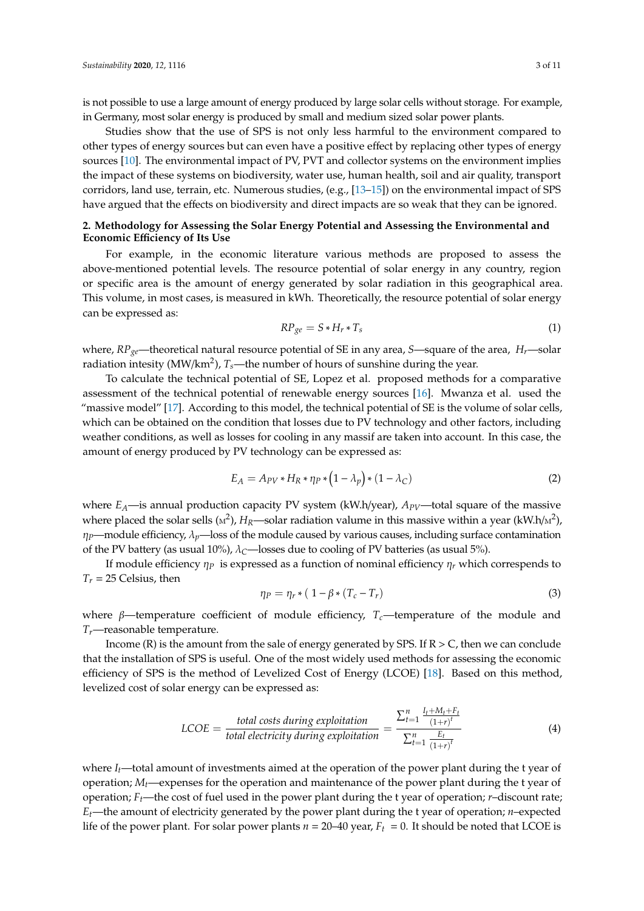is not possible to use a large amount of energy produced by large solar cells without storage. For example, in Germany, most solar energy is produced by small and medium sized solar power plants.

Studies show that the use of SPS is not only less harmful to the environment compared to other types of energy sources but can even have a positive effect by replacing other types of energy sources [10]. The environmental impact of PV, PVT and collector systems on the environment implies the impact of these systems on biodiversity, water use, human health, soil and air quality, transport corridors, land use, terrain, etc. Numerous studies, (e.g., [13–15]) on the environmental impact of SPS have argued that the effects on biodiversity and direct impacts are so weak that they can be ignored.

## 2. Methodology for Assessing the Solar Energy Potential and Assessing the Environmental and Economic Efficiency of Its Use

For example, in the economic literature various methods are proposed to assess the above-mentioned potential levels. The resource potential of solar energy in any country, region or specific area is the amount of energy generated by solar radiation in this geographical area. This volume, in most cases, is measured in kWh. Theoretically, the resource potential of solar energy can be expressed as:

$$RP_{ge} = S * H_r * T_s \tag{1}$$

where, $RP_{ge}$—theoretical natural resource potential of SE in any area, $S$—square of the area, $H_r$—solar radiation intesity (MW/km$^2$), $T_s$—the number of hours of sunshine during the year.

To calculate the technical potential of SE, Lopez et al. proposed methods for a comparative assessment of the technical potential of renewable energy sources [16]. Mwanza et al. used the "massive model" [17]. According to this model, the technical potential of SE is the volume of solar cells, which can be obtained on the condition that losses due to PV technology and other factors, including weather conditions, as well as losses for cooling in any massif are taken into account. In this case, the amount of energy produced by PV technology can be expressed as:

$$E_A = A_{PV} * H_R * \eta_P * \left(1 - \lambda_p\right) * (1 - \lambda_C) \tag{2}$$

where $E_A$—is annual production capacity PV system (kW.h/year), $A_{PV}$—total square of the massive where placed the solar sells (M$^2$), $H_R$—solar radiation volume in this massive within a year (kW.h/M$^2$), $\eta_P$—module efficiency, $\lambda_p$—loss of the module caused by various causes, including surface contamination of the PV battery (as usual 10%), $\lambda_C$—losses due to cooling of PV batteries (as usual 5%).

If module efficiency $\eta_P$ is expressed as a function of nominal efficiency $\eta_r$ which corresponds to $T_r$ = 25 Celsius, then

$$\eta_P = \eta_r * (\, 1 - \beta * (T_c - T_r) \tag{3}$$

where $\beta$—temperature coefficient of module efficiency, $T_c$—temperature of the module and $T_r$—reasonable temperature.

Income (R) is the amount from the sale of energy generated by SPS. If R > C, then we can conclude that the installation of SPS is useful. One of the most widely used methods for assessing the economic efficiency of SPS is the method of Levelized Cost of Energy (LCOE) [18]. Based on this method, levelized cost of solar energy can be expressed as:

$$LCOE = \frac{\textit{total costs during exploitation}}{\textit{total electricity during exploitation}} = \frac{\sum_{t=1}^{n} \frac{I_t + M_t + F_t}{(1+r)^t}}{\sum_{t=1}^{n} \frac{E_t}{(1+r)^t}} \tag{4}$$

where $I_t$—total amount of investments aimed at the operation of the power plant during the t year of operation; $M_t$—expenses for the operation and maintenance of the power plant during the t year of operation; $F_t$—the cost of fuel used in the power plant during the t year of operation; $r$–discount rate; $E_t$—the amount of electricity generated by the power plant during the t year of operation; $n$–expected life of the power plant. For solar power plants $n$ = 20–40 year, $F_t$ = 0. It should be noted that LCOE is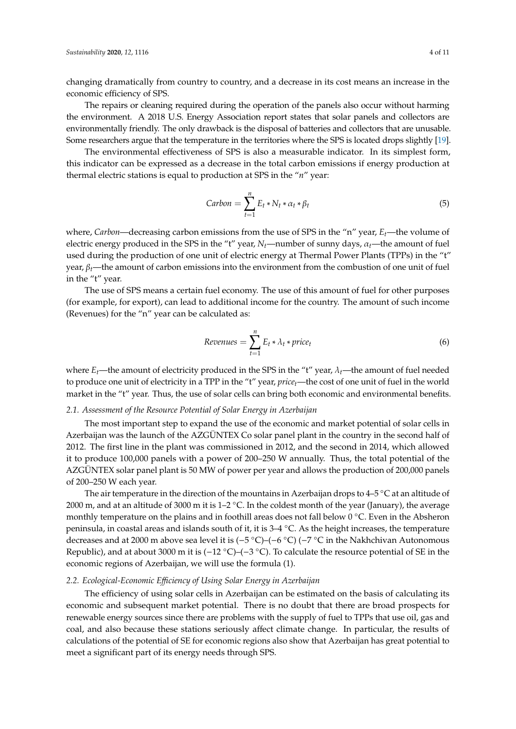changing dramatically from country to country, and a decrease in its cost means an increase in the economic efficiency of SPS.

The repairs or cleaning required during the operation of the panels also occur without harming the environment. A 2018 U.S. Energy Association report states that solar panels and collectors are environmentally friendly. The only drawback is the disposal of batteries and collectors that are unusable. Some researchers argue that the temperature in the territories where the SPS is located drops slightly [19].

The environmental effectiveness of SPS is also a measurable indicator. In its simplest form, this indicator can be expressed as a decrease in the total carbon emissions if energy production at thermal electric stations is equal to production at SPS in the "*n*" year:

$$Carbon = \sum_{t=1}^{n} E_t * N_t * \alpha_t * \beta_t \tag{5}$$

where, *Carbon*—decreasing carbon emissions from the use of SPS in the "n" year, $E_t$—the volume of electric energy produced in the SPS in the "t" year, $N_t$—number of sunny days, $\alpha_t$—the amount of fuel used during the production of one unit of electric energy at Thermal Power Plants (TPPs) in the "t" year, $\beta_t$—the amount of carbon emissions into the environment from the combustion of one unit of fuel in the "t" year.

The use of SPS means a certain fuel economy. The use of this amount of fuel for other purposes (for example, for export), can lead to additional income for the country. The amount of such income (Revenues) for the "n" year can be calculated as:

$$Revenues = \sum_{t=1}^{n} E_t * \lambda_t * price_t \tag{6}$$

where $E_t$—the amount of electricity produced in the SPS in the "t" year, $\lambda_t$—the amount of fuel needed to produce one unit of electricity in a TPP in the "t" year, $price_t$—the cost of one unit of fuel in the world market in the "t" year. Thus, the use of solar cells can bring both economic and environmental benefits.

### *2.1. Assessment of the Resource Potential of Solar Energy in Azerbaijan*

The most important step to expand the use of the economic and market potential of solar cells in Azerbaijan was the launch of the AZGÜNTEX Co solar panel plant in the country in the second half of 2012. The first line in the plant was commissioned in 2012, and the second in 2014, which allowed it to produce 100,000 panels with a power of 200–250 W annually. Thus, the total potential of the AZGÜNTEX solar panel plant is 50 MW of power per year and allows the production of 200,000 panels of 200–250 W each year.

The air temperature in the direction of the mountains in Azerbaijan drops to 4–5 °C at an altitude of 2000 m, and at an altitude of 3000 m it is 1–2 °C. In the coldest month of the year (January), the average monthly temperature on the plains and in foothill areas does not fall below 0 °C. Even in the Absheron peninsula, in coastal areas and islands south of it, it is 3–4 °C. As the height increases, the temperature decreases and at 2000 m above sea level it is (−5 °C)–(−6 °C) (−7 °C in the Nakhchivan Autonomous Republic), and at about 3000 m it is (−12 °C)–(−3 °C). To calculate the resource potential of SE in the economic regions of Azerbaijan, we will use the formula (1).

### *2.2. Ecological-Economic Efficiency of Using Solar Energy in Azerbaijan*

The efficiency of using solar cells in Azerbaijan can be estimated on the basis of calculating its economic and subsequent market potential. There is no doubt that there are broad prospects for renewable energy sources since there are problems with the supply of fuel to TPPs that use oil, gas and coal, and also because these stations seriously affect climate change. In particular, the results of calculations of the potential of SE for economic regions also show that Azerbaijan has great potential to meet a significant part of its energy needs through SPS.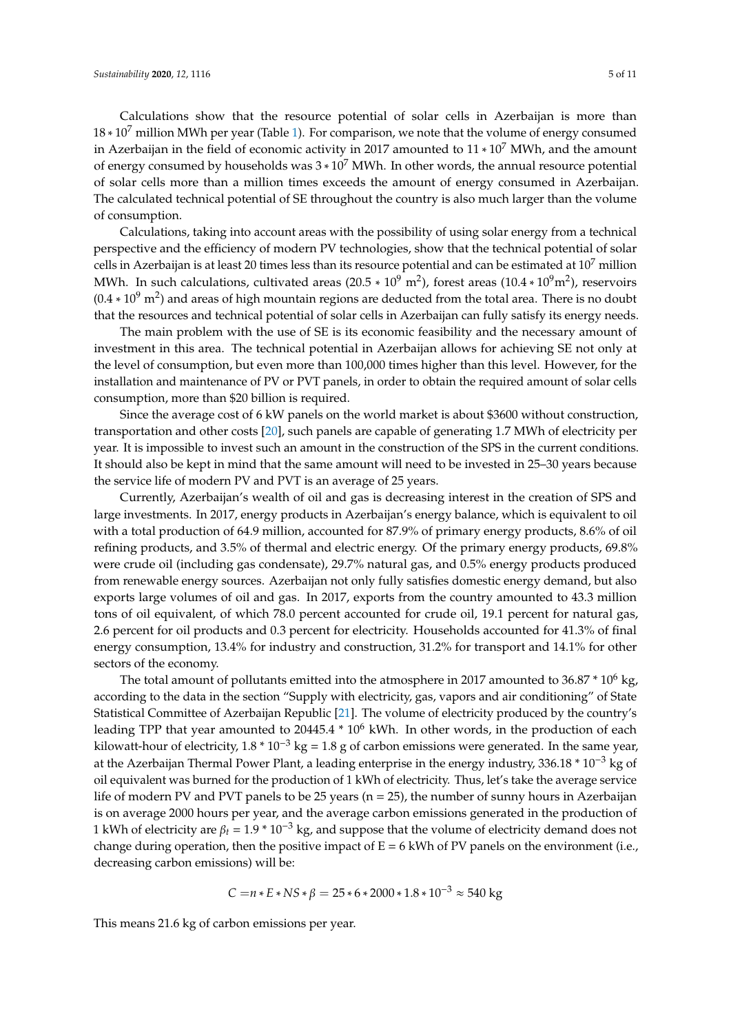Calculations show that the resource potential of solar cells in Azerbaijan is more than $18 * 10^7$ million MWh per year (Table 1). For comparison, we note that the volume of energy consumed in Azerbaijan in the field of economic activity in 2017 amounted to $11 * 10^7$ MWh, and the amount of energy consumed by households was $3 * 10^7$ MWh. In other words, the annual resource potential of solar cells more than a million times exceeds the amount of energy consumed in Azerbaijan. The calculated technical potential of SE throughout the country is also much larger than the volume of consumption.

Calculations, taking into account areas with the possibility of using solar energy from a technical perspective and the efficiency of modern PV technologies, show that the technical potential of solar cells in Azerbaijan is at least 20 times less than its resource potential and can be estimated at $10^7$ million MWh. In such calculations, cultivated areas ($20.5 * 10^9$ m$^2$), forest areas ($10.4 * 10^9$m$^2$), reservoirs ($0.4 * 10^9$ m$^2$) and areas of high mountain regions are deducted from the total area. There is no doubt that the resources and technical potential of solar cells in Azerbaijan can fully satisfy its energy needs.

The main problem with the use of SE is its economic feasibility and the necessary amount of investment in this area. The technical potential in Azerbaijan allows for achieving SE not only at the level of consumption, but even more than 100,000 times higher than this level. However, for the installation and maintenance of PV or PVT panels, in order to obtain the required amount of solar cells consumption, more than $20 billion is required.

Since the average cost of 6 kW panels on the world market is about $3600 without construction, transportation and other costs [20], such panels are capable of generating 1.7 MWh of electricity per year. It is impossible to invest such an amount in the construction of the SPS in the current conditions. It should also be kept in mind that the same amount will need to be invested in 25–30 years because the service life of modern PV and PVT is an average of 25 years.

Currently, Azerbaijan's wealth of oil and gas is decreasing interest in the creation of SPS and large investments. In 2017, energy products in Azerbaijan's energy balance, which is equivalent to oil with a total production of 64.9 million, accounted for 87.9% of primary energy products, 8.6% of oil refining products, and 3.5% of thermal and electric energy. Of the primary energy products, 69.8% were crude oil (including gas condensate), 29.7% natural gas, and 0.5% energy products produced from renewable energy sources. Azerbaijan not only fully satisfies domestic energy demand, but also exports large volumes of oil and gas. In 2017, exports from the country amounted to 43.3 million tons of oil equivalent, of which 78.0 percent accounted for crude oil, 19.1 percent for natural gas, 2.6 percent for oil products and 0.3 percent for electricity. Households accounted for 41.3% of final energy consumption, 13.4% for industry and construction, 31.2% for transport and 14.1% for other sectors of the economy.

The total amount of pollutants emitted into the atmosphere in 2017 amounted to $36.87 * 10^6$ kg, according to the data in the section "Supply with electricity, gas, vapors and air conditioning" of State Statistical Committee of Azerbaijan Republic [21]. The volume of electricity produced by the country's leading TPP that year amounted to $20445.4 * 10^6$ kWh. In other words, in the production of each kilowatt-hour of electricity, $1.8 * 10^{-3}$ kg = 1.8 g of carbon emissions were generated. In the same year, at the Azerbaijan Thermal Power Plant, a leading enterprise in the energy industry, $336.18 * 10^{-3}$ kg of oil equivalent was burned for the production of 1 kWh of electricity. Thus, let's take the average service life of modern PV and PVT panels to be 25 years ($n = 25$), the number of sunny hours in Azerbaijan is on average 2000 hours per year, and the average carbon emissions generated in the production of 1 kWh of electricity are $\beta_t = 1.9 * 10^{-3}$ kg, and suppose that the volume of electricity demand does not change during operation, then the positive impact of $E = 6$ kWh of PV panels on the environment (i.e., decreasing carbon emissions) will be:

$$C = n * E * NS * \beta = 25 * 6 * 2000 * 1.8 * 10^{-3} \approx 540 \text{ kg}$$

This means 21.6 kg of carbon emissions per year.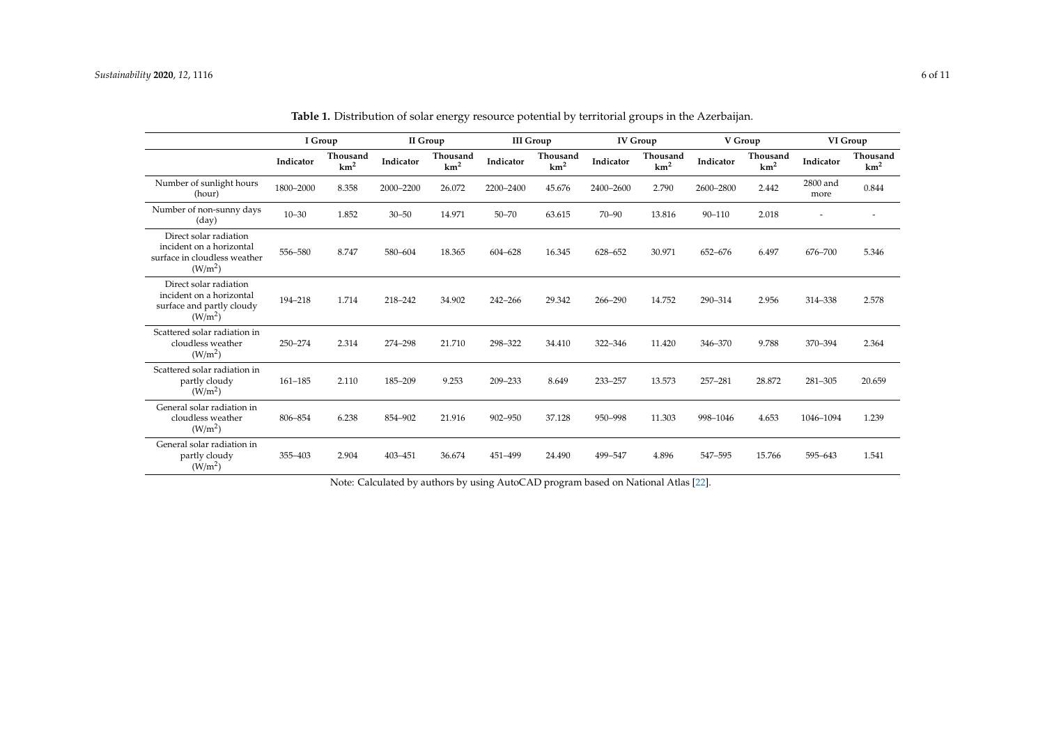**Table 1.** Distribution of solar energy resource potential by territorial groups in the Azerbaijan.

| | I Group | | II Group | | III Group | | IV Group | | V Group | | VI Group | |
|---|---|---|---|---|---|---|---|---|---|---|---|---|
| | **Indicator** | **Thousand km$^2$** | **Indicator** | **Thousand km$^2$** | **Indicator** | **Thousand km$^2$** | **Indicator** | **Thousand km$^2$** | **Indicator** | **Thousand km$^2$** | **Indicator** | **Thousand km$^2$** |
| Number of sunlight hours (hour) | 1800–2000 | 8.358 | 2000–2200 | 26.072 | 2200–2400 | 45.676 | 2400–2600 | 2.790 | 2600–2800 | 2.442 | 2800 and more | 0.844 |
| Number of non-sunny days (day) | 10–30 | 1.852 | 30–50 | 14.971 | 50–70 | 63.615 | 70–90 | 13.816 | 90–110 | 2.018 | - | - |
| Direct solar radiation incident on a horizontal surface in cloudless weather (W/m$^2$) | 556–580 | 8.747 | 580–604 | 18.365 | 604–628 | 16.345 | 628–652 | 30.971 | 652–676 | 6.497 | 676–700 | 5.346 |
| Direct solar radiation incident on a horizontal surface and partly cloudy (W/m$^2$) | 194–218 | 1.714 | 218–242 | 34.902 | 242–266 | 29.342 | 266–290 | 14.752 | 290–314 | 2.956 | 314–338 | 2.578 |
| Scattered solar radiation in cloudless weather (W/m$^2$) | 250–274 | 2.314 | 274–298 | 21.710 | 298–322 | 34.410 | 322–346 | 11.420 | 346–370 | 9.788 | 370–394 | 2.364 |
| Scattered solar radiation in partly cloudy (W/m$^2$) | 161–185 | 2.110 | 185–209 | 9.253 | 209–233 | 8.649 | 233–257 | 13.573 | 257–281 | 28.872 | 281–305 | 20.659 |
| General solar radiation in cloudless weather (W/m$^2$) | 806–854 | 6.238 | 854–902 | 21.916 | 902–950 | 37.128 | 950–998 | 11.303 | 998–1046 | 4.653 | 1046–1094 | 1.239 |
| General solar radiation in partly cloudy (W/m$^2$) | 355–403 | 2.904 | 403–451 | 36.674 | 451–499 | 24.490 | 499–547 | 4.896 | 547–595 | 15.766 | 595–643 | 1.541 |

Note: Calculated by authors by using AutoCAD program based on National Atlas [22].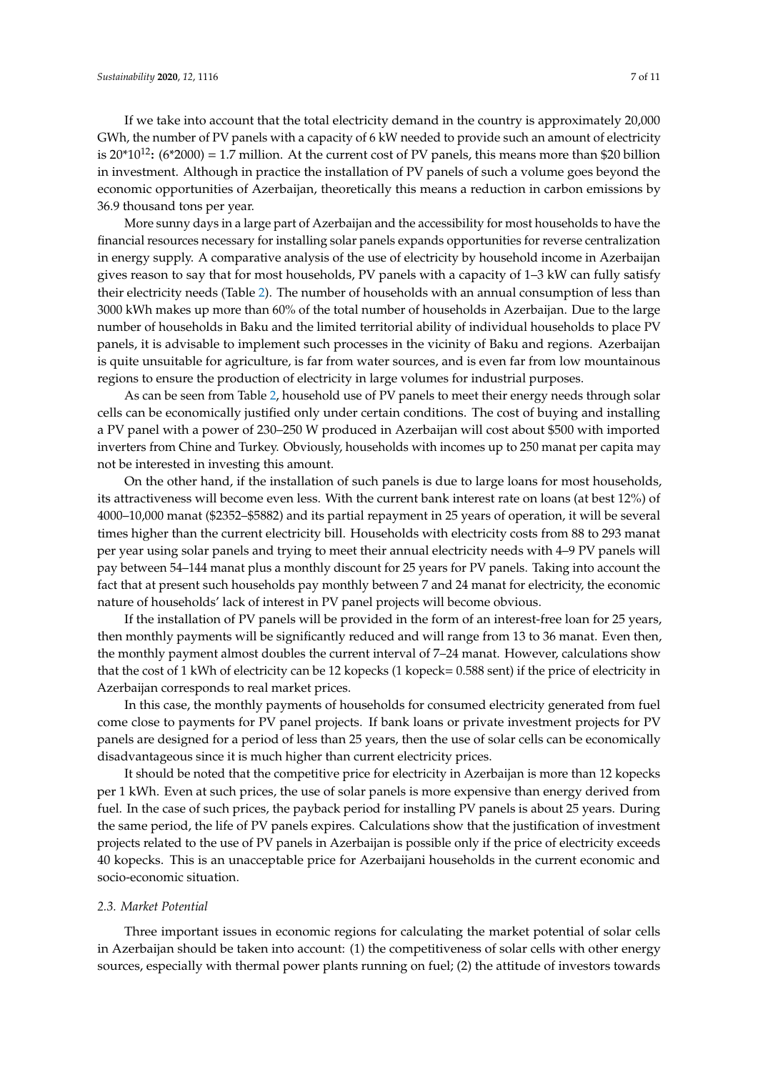If we take into account that the total electricity demand in the country is approximately 20,000 GWh, the number of PV panels with a capacity of 6 kW needed to provide such an amount of electricity is $20*10^{12}$**:** (6*2000) = 1.7 million. At the current cost of PV panels, this means more than $20 billion in investment. Although in practice the installation of PV panels of such a volume goes beyond the economic opportunities of Azerbaijan, theoretically this means a reduction in carbon emissions by 36.9 thousand tons per year.

More sunny days in a large part of Azerbaijan and the accessibility for most households to have the financial resources necessary for installing solar panels expands opportunities for reverse centralization in energy supply. A comparative analysis of the use of electricity by household income in Azerbaijan gives reason to say that for most households, PV panels with a capacity of 1–3 kW can fully satisfy their electricity needs (Table 2). The number of households with an annual consumption of less than 3000 kWh makes up more than 60% of the total number of households in Azerbaijan. Due to the large number of households in Baku and the limited territorial ability of individual households to place PV panels, it is advisable to implement such processes in the vicinity of Baku and regions. Azerbaijan is quite unsuitable for agriculture, is far from water sources, and is even far from low mountainous regions to ensure the production of electricity in large volumes for industrial purposes.

As can be seen from Table 2, household use of PV panels to meet their energy needs through solar cells can be economically justified only under certain conditions. The cost of buying and installing a PV panel with a power of 230–250 W produced in Azerbaijan will cost about $500 with imported inverters from Chine and Turkey. Obviously, households with incomes up to 250 manat per capita may not be interested in investing this amount.

On the other hand, if the installation of such panels is due to large loans for most households, its attractiveness will become even less. With the current bank interest rate on loans (at best 12%) of 4000–10,000 manat ($2352–$5882) and its partial repayment in 25 years of operation, it will be several times higher than the current electricity bill. Households with electricity costs from 88 to 293 manat per year using solar panels and trying to meet their annual electricity needs with 4–9 PV panels will pay between 54–144 manat plus a monthly discount for 25 years for PV panels. Taking into account the fact that at present such households pay monthly between 7 and 24 manat for electricity, the economic nature of households' lack of interest in PV panel projects will become obvious.

If the installation of PV panels will be provided in the form of an interest-free loan for 25 years, then monthly payments will be significantly reduced and will range from 13 to 36 manat. Even then, the monthly payment almost doubles the current interval of 7–24 manat. However, calculations show that the cost of 1 kWh of electricity can be 12 kopecks (1 kopeck= 0.588 sent) if the price of electricity in Azerbaijan corresponds to real market prices.

In this case, the monthly payments of households for consumed electricity generated from fuel come close to payments for PV panel projects. If bank loans or private investment projects for PV panels are designed for a period of less than 25 years, then the use of solar cells can be economically disadvantageous since it is much higher than current electricity prices.

It should be noted that the competitive price for electricity in Azerbaijan is more than 12 kopecks per 1 kWh. Even at such prices, the use of solar panels is more expensive than energy derived from fuel. In the case of such prices, the payback period for installing PV panels is about 25 years. During the same period, the life of PV panels expires. Calculations show that the justification of investment projects related to the use of PV panels in Azerbaijan is possible only if the price of electricity exceeds 40 kopecks. This is an unacceptable price for Azerbaijani households in the current economic and socio-economic situation.

### *2.3. Market Potential*

Three important issues in economic regions for calculating the market potential of solar cells in Azerbaijan should be taken into account: (1) the competitiveness of solar cells with other energy sources, especially with thermal power plants running on fuel; (2) the attitude of investors towards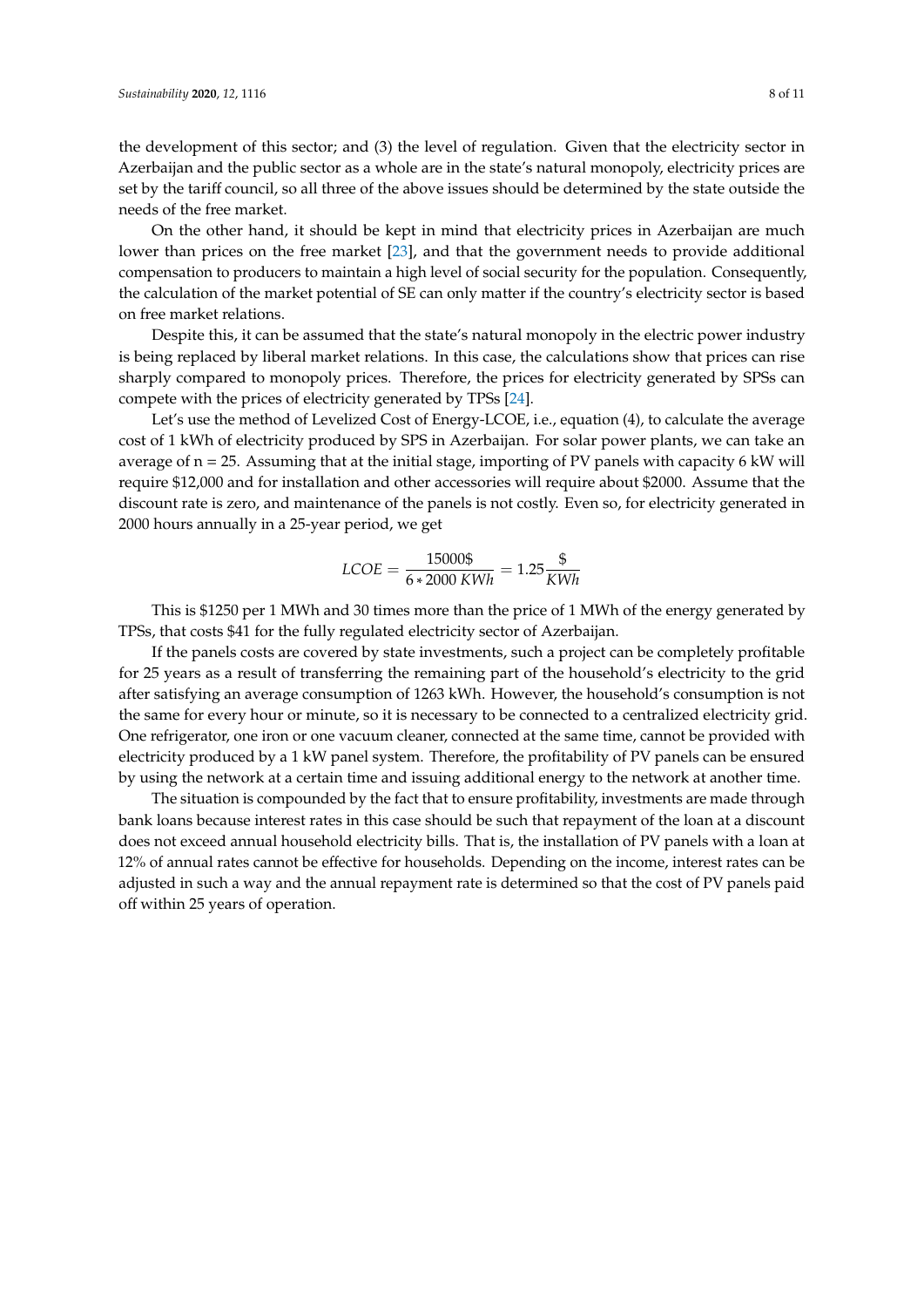the development of this sector; and (3) the level of regulation. Given that the electricity sector in Azerbaijan and the public sector as a whole are in the state's natural monopoly, electricity prices are set by the tariff council, so all three of the above issues should be determined by the state outside the needs of the free market.

On the other hand, it should be kept in mind that electricity prices in Azerbaijan are much lower than prices on the free market [23], and that the government needs to provide additional compensation to producers to maintain a high level of social security for the population. Consequently, the calculation of the market potential of SE can only matter if the country's electricity sector is based on free market relations.

Despite this, it can be assumed that the state's natural monopoly in the electric power industry is being replaced by liberal market relations. In this case, the calculations show that prices can rise sharply compared to monopoly prices. Therefore, the prices for electricity generated by SPSs can compete with the prices of electricity generated by TPSs [24].

Let's use the method of Levelized Cost of Energy-LCOE, i.e., equation (4), to calculate the average cost of 1 kWh of electricity produced by SPS in Azerbaijan. For solar power plants, we can take an average of n = 25. Assuming that at the initial stage, importing of PV panels with capacity 6 kW will require $12,000 and for installation and other accessories will require about $2000. Assume that the discount rate is zero, and maintenance of the panels is not costly. Even so, for electricity generated in 2000 hours annually in a 25-year period, we get

$$LCOE = \frac{15000\$}{6 * 2000\ KWh} = 1.25 \frac{\$}{KWh}$$

This is $1250 per 1 MWh and 30 times more than the price of 1 MWh of the energy generated by TPSs, that costs $41 for the fully regulated electricity sector of Azerbaijan.

If the panels costs are covered by state investments, such a project can be completely profitable for 25 years as a result of transferring the remaining part of the household's electricity to the grid after satisfying an average consumption of 1263 kWh. However, the household's consumption is not the same for every hour or minute, so it is necessary to be connected to a centralized electricity grid. One refrigerator, one iron or one vacuum cleaner, connected at the same time, cannot be provided with electricity produced by a 1 kW panel system. Therefore, the profitability of PV panels can be ensured by using the network at a certain time and issuing additional energy to the network at another time.

The situation is compounded by the fact that to ensure profitability, investments are made through bank loans because interest rates in this case should be such that repayment of the loan at a discount does not exceed annual household electricity bills. That is, the installation of PV panels with a loan at 12% of annual rates cannot be effective for households. Depending on the income, interest rates can be adjusted in such a way and the annual repayment rate is determined so that the cost of PV panels paid off within 25 years of operation.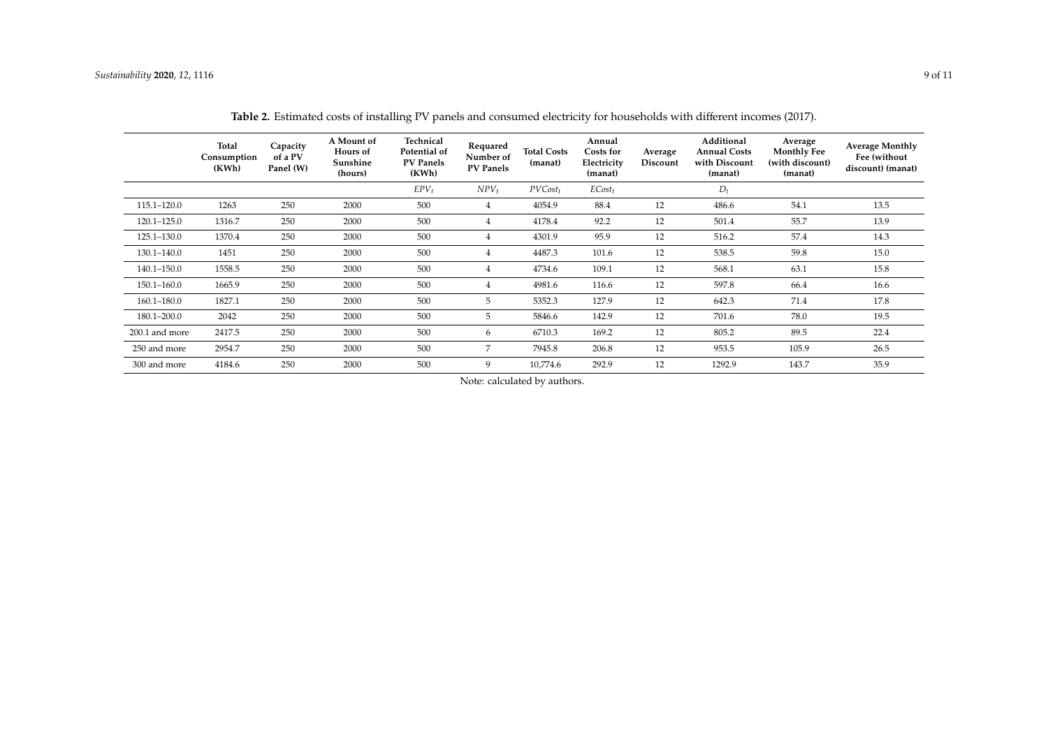**Table 2.** Estimated costs of installing PV panels and consumed electricity for households with different incomes (2017).

| | Total Consumption (KWh) | Capacity of a PV Panel (W) | A Mount of Hours of Sunshine (hours) | Technical Potential of PV Panels (KWh) | Requared Number of PV Panels | Total Costs (manat) | Annual Costs for Electricity (manat) | Average Discount | Additional Annual Costs with Discount (manat) | Average Monthly Fee (with discount) (manat) | Average Monthly Fee (without discount) (manat) |
|---|---|---|---|---|---|---|---|---|---|---|---|
| | | | | $EPV_t$ | $NPV_t$ | $PVCost_t$ | $ECost_t$ | | $D_t$ | | |
| 115.1–120.0 | 1263 | 250 | 2000 | 500 | 4 | 4054.9 | 88.4 | 12 | 486.6 | 54.1 | 13.5 |
| 120.1–125.0 | 1316.7 | 250 | 2000 | 500 | 4 | 4178.4 | 92.2 | 12 | 501.4 | 55.7 | 13.9 |
| 125.1–130.0 | 1370.4 | 250 | 2000 | 500 | 4 | 4301.9 | 95.9 | 12 | 516.2 | 57.4 | 14.3 |
| 130.1–140.0 | 1451 | 250 | 2000 | 500 | 4 | 4487.3 | 101.6 | 12 | 538.5 | 59.8 | 15.0 |
| 140.1–150.0 | 1558.5 | 250 | 2000 | 500 | 4 | 4734.6 | 109.1 | 12 | 568.1 | 63.1 | 15.8 |
| 150.1–160.0 | 1665.9 | 250 | 2000 | 500 | 4 | 4981.6 | 116.6 | 12 | 597.8 | 66.4 | 16.6 |
| 160.1–180.0 | 1827.1 | 250 | 2000 | 500 | 5 | 5352.3 | 127.9 | 12 | 642.3 | 71.4 | 17.8 |
| 180.1–200.0 | 2042 | 250 | 2000 | 500 | 5 | 5846.6 | 142.9 | 12 | 701.6 | 78.0 | 19.5 |
| 200.1 and more | 2417.5 | 250 | 2000 | 500 | 6 | 6710.3 | 169.2 | 12 | 805.2 | 89.5 | 22.4 |
| 250 and more | 2954.7 | 250 | 2000 | 500 | 7 | 7945.8 | 206.8 | 12 | 953.5 | 105.9 | 26.5 |
| 300 and more | 4184.6 | 250 | 2000 | 500 | 9 | 10,774.6 | 292.9 | 12 | 1292.9 | 143.7 | 35.9 |

Note: calculated by authors.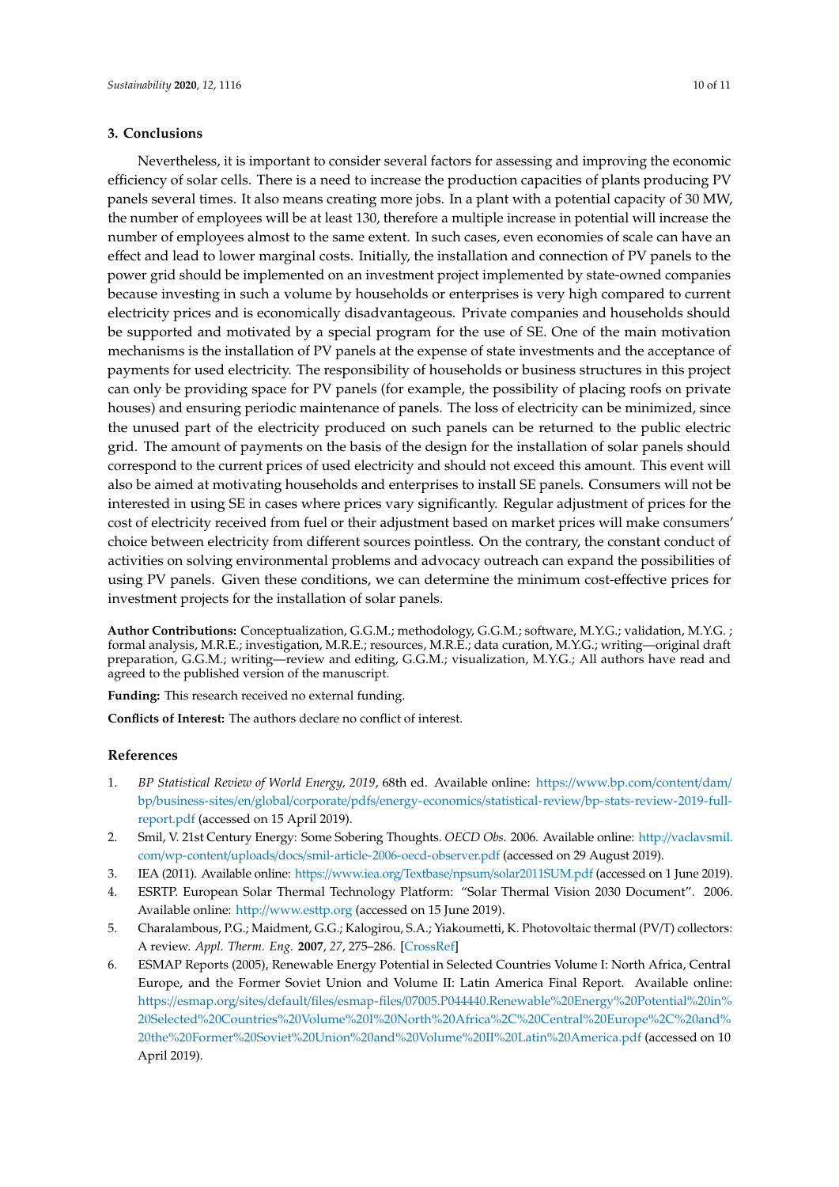## 3. Conclusions

Nevertheless, it is important to consider several factors for assessing and improving the economic efficiency of solar cells. There is a need to increase the production capacities of plants producing PV panels several times. It also means creating more jobs. In a plant with a potential capacity of 30 MW, the number of employees will be at least 130, therefore a multiple increase in potential will increase the number of employees almost to the same extent. In such cases, even economies of scale can have an effect and lead to lower marginal costs. Initially, the installation and connection of PV panels to the power grid should be implemented on an investment project implemented by state-owned companies because investing in such a volume by households or enterprises is very high compared to current electricity prices and is economically disadvantageous. Private companies and households should be supported and motivated by a special program for the use of SE. One of the main motivation mechanisms is the installation of PV panels at the expense of state investments and the acceptance of payments for used electricity. The responsibility of households or business structures in this project can only be providing space for PV panels (for example, the possibility of placing roofs on private houses) and ensuring periodic maintenance of panels. The loss of electricity can be minimized, since the unused part of the electricity produced on such panels can be returned to the public electric grid. The amount of payments on the basis of the design for the installation of solar panels should correspond to the current prices of used electricity and should not exceed this amount. This event will also be aimed at motivating households and enterprises to install SE panels. Consumers will not be interested in using SE in cases where prices vary significantly. Regular adjustment of prices for the cost of electricity received from fuel or their adjustment based on market prices will make consumers' choice between electricity from different sources pointless. On the contrary, the constant conduct of activities on solving environmental problems and advocacy outreach can expand the possibilities of using PV panels. Given these conditions, we can determine the minimum cost-effective prices for investment projects for the installation of solar panels.

**Author Contributions:** Conceptualization, G.G.M.; methodology, G.G.M.; software, M.Y.G.; validation, M.Y.G. ; formal analysis, M.R.E.; investigation, M.R.E.; resources, M.R.E.; data curation, M.Y.G.; writing—original draft preparation, G.G.M.; writing—review and editing, G.G.M.; visualization, M.Y.G.; All authors have read and agreed to the published version of the manuscript.

**Funding:** This research received no external funding.

**Conflicts of Interest:** The authors declare no conflict of interest.

## References

1. *BP Statistical Review of World Energy, 2019*, 68th ed. Available online: https://www.bp.com/content/dam/bp/business-sites/en/global/corporate/pdfs/energy-economics/statistical-review/bp-stats-review-2019-full-report.pdf (accessed on 15 April 2019).
2. Smil, V. 21st Century Energy: Some Sobering Thoughts. *OECD Obs.* 2006. Available online: http://vaclavsmil.com/wp-content/uploads/docs/smil-article-2006-oecd-observer.pdf (accessed on 29 August 2019).
3. IEA (2011). Available online: https://www.iea.org/Textbase/npsum/solar2011SUM.pdf (accessed on 1 June 2019).
4. ESRTP. European Solar Thermal Technology Platform: "Solar Thermal Vision 2030 Document". 2006. Available online: http://www.esttp.org (accessed on 15 June 2019).
5. Charalambous, P.G.; Maidment, G.G.; Kalogirou, S.A.; Yiakoumetti, K. Photovoltaic thermal (PV/T) collectors: A review. *Appl. Therm. Eng.* **2007**, *27*, 275–286. [CrossRef]
6. ESMAP Reports (2005), Renewable Energy Potential in Selected Countries Volume I: North Africa, Central Europe, and the Former Soviet Union and Volume II: Latin America Final Report. Available online: https://esmap.org/sites/default/files/esmap-files/07005.P044440.Renewable%20Energy%20Potential%20in%20Selected%20Countries%20Volume%20I%20North%20Africa%2C%20Central%20Europe%2C%20and%20the%20Former%20Soviet%20Union%20and%20Volume%20II%20Latin%20America.pdf (accessed on 10 April 2019).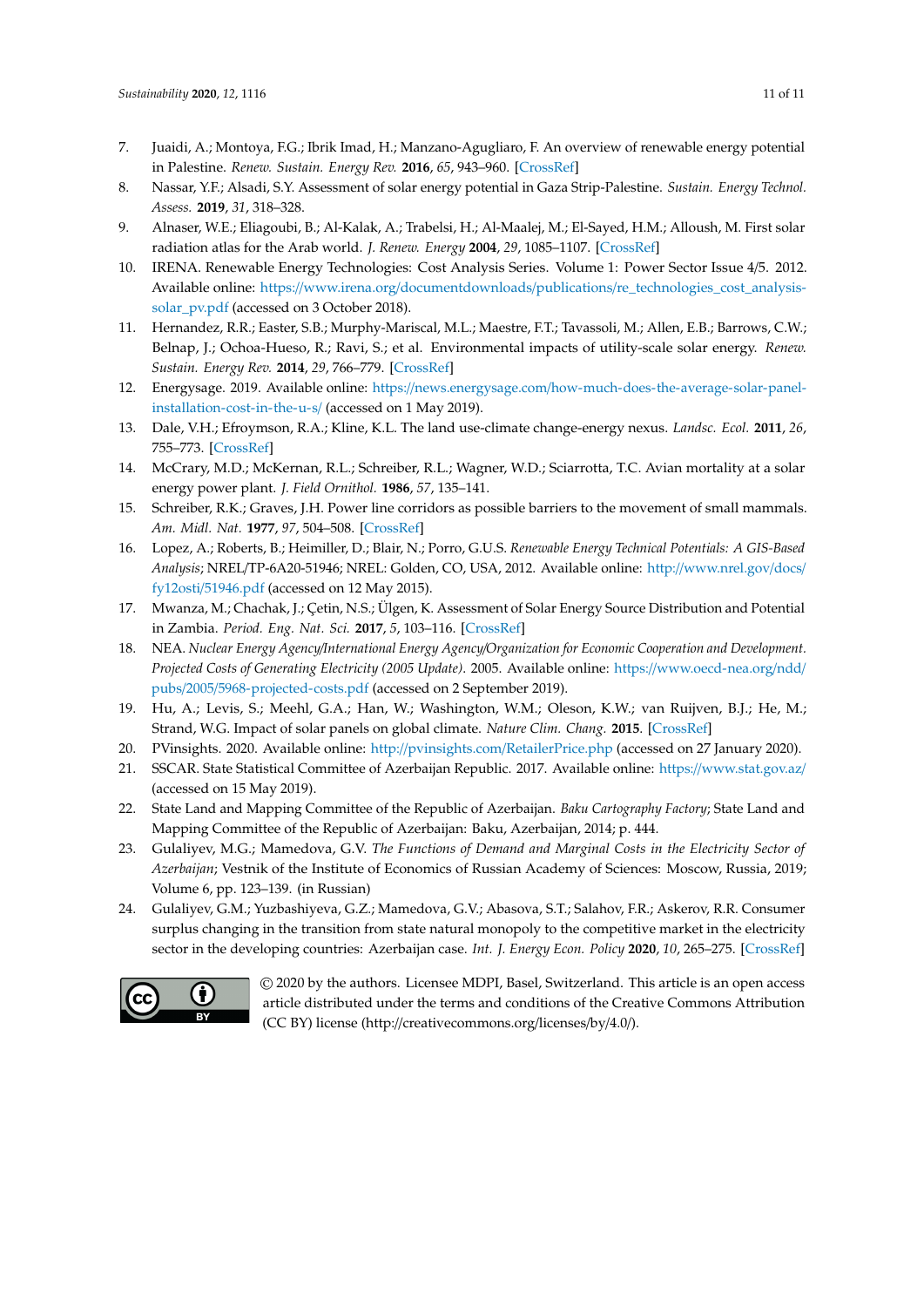7. Juaidi, A.; Montoya, F.G.; Ibrik Imad, H.; Manzano-Agugliaro, F. An overview of renewable energy potential in Palestine. *Renew. Sustain. Energy Rev.* **2016**, *65*, 943–960. [CrossRef]
8. Nassar, Y.F.; Alsadi, S.Y. Assessment of solar energy potential in Gaza Strip-Palestine. *Sustain. Energy Technol. Assess.* **2019**, *31*, 318–328.
9. Alnaser, W.E.; Eliagoubi, B.; Al-Kalak, A.; Trabelsi, H.; Al-Maalej, M.; El-Sayed, H.M.; Alloush, M. First solar radiation atlas for the Arab world. *J. Renew. Energy* **2004**, *29*, 1085–1107. [CrossRef]
10. IRENA. Renewable Energy Technologies: Cost Analysis Series. Volume 1: Power Sector Issue 4/5. 2012. Available online: https://www.irena.org/documentdownloads/publications/re_technologies_cost_analysis-solar_pv.pdf (accessed on 3 October 2018).
11. Hernandez, R.R.; Easter, S.B.; Murphy-Mariscal, M.L.; Maestre, F.T.; Tavassoli, M.; Allen, E.B.; Barrows, C.W.; Belnap, J.; Ochoa-Hueso, R.; Ravi, S.; et al. Environmental impacts of utility-scale solar energy. *Renew. Sustain. Energy Rev.* **2014**, *29*, 766–779. [CrossRef]
12. Energysage. 2019. Available online: https://news.energysage.com/how-much-does-the-average-solar-panel-installation-cost-in-the-u-s/ (accessed on 1 May 2019).
13. Dale, V.H.; Efroymson, R.A.; Kline, K.L. The land use-climate change-energy nexus. *Landsc. Ecol.* **2011**, *26*, 755–773. [CrossRef]
14. McCrary, M.D.; McKernan, R.L.; Schreiber, R.L.; Wagner, W.D.; Sciarrotta, T.C. Avian mortality at a solar energy power plant. *J. Field Ornithol.* **1986**, *57*, 135–141.
15. Schreiber, R.K.; Graves, J.H. Power line corridors as possible barriers to the movement of small mammals. *Am. Midl. Nat.* **1977**, *97*, 504–508. [CrossRef]
16. Lopez, A.; Roberts, B.; Heimiller, D.; Blair, N.; Porro, G.U.S. *Renewable Energy Technical Potentials: A GIS-Based Analysis*; NREL/TP-6A20-51946; NREL: Golden, CO, USA, 2012. Available online: http://www.nrel.gov/docs/fy12osti/51946.pdf (accessed on 12 May 2015).
17. Mwanza, M.; Chachak, J.; Çetin, N.S.; Ülgen, K. Assessment of Solar Energy Source Distribution and Potential in Zambia. *Period. Eng. Nat. Sci.* **2017**, *5*, 103–116. [CrossRef]
18. NEA. *Nuclear Energy Agency/International Energy Agency/Organization for Economic Cooperation and Development. Projected Costs of Generating Electricity (2005 Update)*. 2005. Available online: https://www.oecd-nea.org/ndd/pubs/2005/5968-projected-costs.pdf (accessed on 2 September 2019).
19. Hu, A.; Levis, S.; Meehl, G.A.; Han, W.; Washington, W.M.; Oleson, K.W.; van Ruijven, B.J.; He, M.; Strand, W.G. Impact of solar panels on global climate. *Nature Clim. Chang.* **2015**. [CrossRef]
20. PVinsights. 2020. Available online: http://pvinsights.com/RetailerPrice.php (accessed on 27 January 2020).
21. SSCAR. State Statistical Committee of Azerbaijan Republic. 2017. Available online: https://www.stat.gov.az/ (accessed on 15 May 2019).
22. State Land and Mapping Committee of the Republic of Azerbaijan. *Baku Cartography Factory*; State Land and Mapping Committee of the Republic of Azerbaijan: Baku, Azerbaijan, 2014; p. 444.
23. Gulaliyev, M.G.; Mamedova, G.V. *The Functions of Demand and Marginal Costs in the Electricity Sector of Azerbaijan*; Vestnik of the Institute of Economics of Russian Academy of Sciences: Moscow, Russia, 2019; Volume 6, pp. 123–139. (in Russian)
24. Gulaliyev, G.M.; Yuzbashiyeva, G.Z.; Mamedova, G.V.; Abasova, S.T.; Salahov, F.R.; Askerov, R.R. Consumer surplus changing in the transition from state natural monopoly to the competitive market in the electricity sector in the developing countries: Azerbaijan case. *Int. J. Energy Econ. Policy* **2020**, *10*, 265–275. [CrossRef]

© 2020 by the authors. Licensee MDPI, Basel, Switzerland. This article is an open access article distributed under the terms and conditions of the Creative Commons Attribution (CC BY) license (http://creativecommons.org/licenses/by/4.0/).